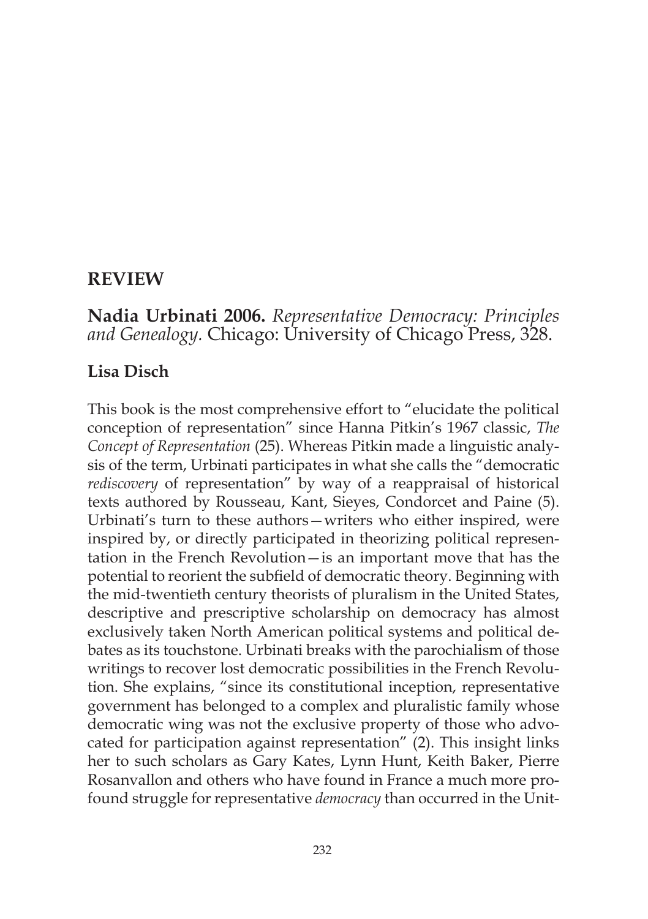# REVIEW

## Nadia Urbinati 2006. *Representative Democracy: Principles and Genealogy.* Chicago: University of Chicago Press, 328.

### Lisa Disch

This book is the most comprehensive effort to "elucidate the political conception of representation" since Hanna Pitkin's 1967 classic, *The Concept of Representation* (25). Whereas Pitkin made a linguistic analysis of the term, Urbinati participates in what she calls the "democratic *rediscovery* of representation" by way of a reappraisal of historical texts authored by Rousseau, Kant, Sieyes, Condorcet and Paine (5). Urbinati's turn to these authors—writers who either inspired, were inspired by, or directly participated in theorizing political representation in the French Revolution—is an important move that has the potential to reorient the subfield of democratic theory. Beginning with the mid-twentieth century theorists of pluralism in the United States, descriptive and prescriptive scholarship on democracy has almost exclusively taken North American political systems and political debates as its touchstone. Urbinati breaks with the parochialism of those writings to recover lost democratic possibilities in the French Revolution. She explains, "since its constitutional inception, representative government has belonged to a complex and pluralistic family whose democratic wing was not the exclusive property of those who advocated for participation against representation" (2). This insight links her to such scholars as Gary Kates, Lynn Hunt, Keith Baker, Pierre Rosanvallon and others who have found in France a much more profound struggle for representative *democracy* than occurred in the Unit-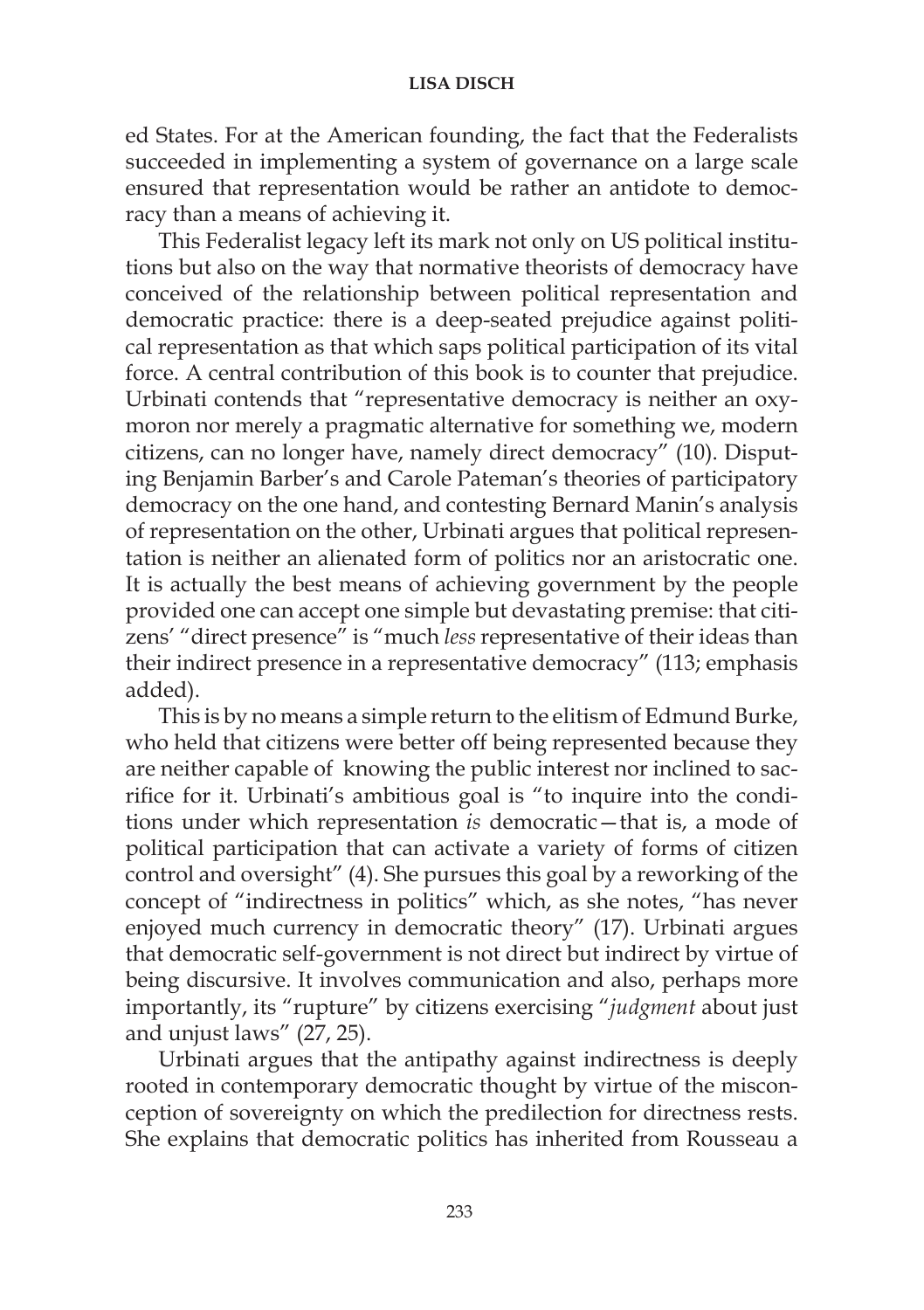ed States. For at the American founding, the fact that the Federalists succeeded in implementing a system of governance on a large scale ensured that representation would be rather an antidote to democracy than a means of achieving it.

This Federalist legacy left its mark not only on US political institutions but also on the way that normative theorists of democracy have conceived of the relationship between political representation and democratic practice: there is a deep-seated prejudice against political representation as that which saps political participation of its vital force. A central contribution of this book is to counter that prejudice. Urbinati contends that "representative democracy is neither an oxymoron nor merely a pragmatic alternative for something we, modern citizens, can no longer have, namely direct democracy" (10). Disputing Benjamin Barber's and Carole Pateman's theories of participatory democracy on the one hand, and contesting Bernard Manin's analysis of representation on the other, Urbinati argues that political representation is neither an alienated form of politics nor an aristocratic one. It is actually the best means of achieving government by the people provided one can accept one simple but devastating premise: that citizens' "direct presence" is "much *less* representative of their ideas than their indirect presence in a representative democracy" (113; emphasis added).

This is by no means a simple return to the elitism of Edmund Burke, who held that citizens were better off being represented because they are neither capable of knowing the public interest nor inclined to sacrifice for it. Urbinati's ambitious goal is "to inquire into the conditions under which representation *is* democratic—that is, a mode of political participation that can activate a variety of forms of citizen control and oversight" (4). She pursues this goal by a reworking of the concept of "indirectness in politics" which, as she notes, "has never enjoyed much currency in democratic theory" (17). Urbinati argues that democratic self-government is not direct but indirect by virtue of being discursive. It involves communication and also, perhaps more importantly, its "rupture" by citizens exercising "*judgment* about just and unjust laws" (27, 25).

Urbinati argues that the antipathy against indirectness is deeply rooted in contemporary democratic thought by virtue of the misconception of sovereignty on which the predilection for directness rests. She explains that democratic politics has inherited from Rousseau a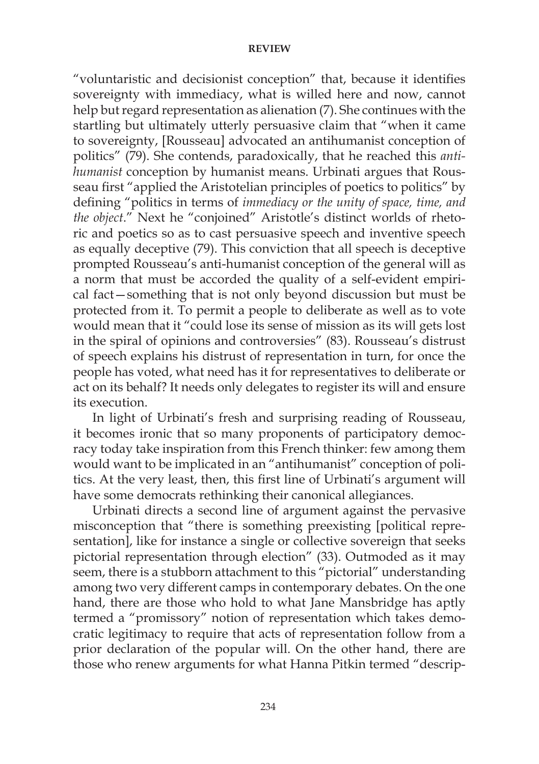"voluntaristic and decisionist conception" that, because it identifies sovereignty with immediacy, what is willed here and now, cannot help but regard representation as alienation (7). She continues with the startling but ultimately utterly persuasive claim that "when it came to sovereignty, [Rousseau] advocated an antihumanist conception of politics" (79). She contends, paradoxically, that he reached this *anti-humanist* conception by humanist means. Urbinati argues that Rousseau first "applied the Aristotelian principles of poetics to politics" by defining "politics in terms of *immediacy or the unity of space, time, and the object*." Next he "conjoined" Aristotle's distinct worlds of rhetoric and poetics so as to cast persuasive speech and inventive speech as equally deceptive (79). This conviction that all speech is deceptive prompted Rousseau's anti-humanist conception of the general will as a norm that must be accorded the quality of a self-evident empirical fact—something that is not only beyond discussion but must be protected from it. To permit a people to deliberate as well as to vote would mean that it "could lose its sense of mission as its will gets lost in the spiral of opinions and controversies" (83). Rousseau's distrust of speech explains his distrust of representation in turn, for once the people has voted, what need has it for representatives to deliberate or act on its behalf? It needs only delegates to register its will and ensure its execution.

In light of Urbinati's fresh and surprising reading of Rousseau, it becomes ironic that so many proponents of participatory democracy today take inspiration from this French thinker: few among them would want to be implicated in an "antihumanist" conception of politics. At the very least, then, this first line of Urbinati's argument will have some democrats rethinking their canonical allegiances.

Urbinati directs a second line of argument against the pervasive misconception that "there is something preexisting [political representation], like for instance a single or collective sovereign that seeks pictorial representation through election" (33). Outmoded as it may seem, there is a stubborn attachment to this "pictorial" understanding among two very different camps in contemporary debates. On the one hand, there are those who hold to what Jane Mansbridge has aptly termed a "promissory" notion of representation which takes democratic legitimacy to require that acts of representation follow from a prior declaration of the popular will. On the other hand, there are those who renew arguments for what Hanna Pitkin termed "descrip-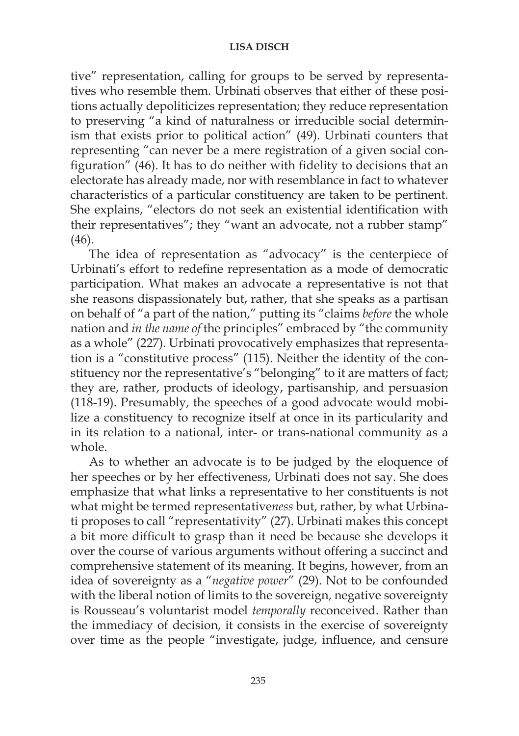tive" representation, calling for groups to be served by representatives who resemble them. Urbinati observes that either of these positions actually depoliticizes representation; they reduce representation to preserving "a kind of naturalness or irreducible social determinism that exists prior to political action" (49). Urbinati counters that representing "can never be a mere registration of a given social configuration" (46). It has to do neither with fidelity to decisions that an electorate has already made, nor with resemblance in fact to whatever characteristics of a particular constituency are taken to be pertinent. She explains, "electors do not seek an existential identification with their representatives"; they "want an advocate, not a rubber stamp" (46).

The idea of representation as "advocacy" is the centerpiece of Urbinati's effort to redefine representation as a mode of democratic participation. What makes an advocate a representative is not that she reasons dispassionately but, rather, that she speaks as a partisan on behalf of "a part of the nation," putting its "claims *before* the whole nation and *in the name of* the principles" embraced by "the community as a whole" (227). Urbinati provocatively emphasizes that representation is a "constitutive process" (115). Neither the identity of the constituency nor the representative's "belonging" to it are matters of fact; they are, rather, products of ideology, partisanship, and persuasion (118-19). Presumably, the speeches of a good advocate would mobilize a constituency to recognize itself at once in its particularity and in its relation to a national, inter- or trans-national community as a whole.

As to whether an advocate is to be judged by the eloquence of her speeches or by her effectiveness, Urbinati does not say. She does emphasize that what links a representative to her constituents is not what might be termed representative*ness* but, rather, by what Urbinati proposes to call "representativity" (27). Urbinati makes this concept a bit more difficult to grasp than it need be because she develops it over the course of various arguments without offering a succinct and comprehensive statement of its meaning. It begins, however, from an idea of sovereignty as a "*negative power*" (29). Not to be confounded with the liberal notion of limits to the sovereign, negative sovereignty is Rousseau's voluntarist model *temporally* reconceived. Rather than the immediacy of decision, it consists in the exercise of sovereignty over time as the people "investigate, judge, influence, and censure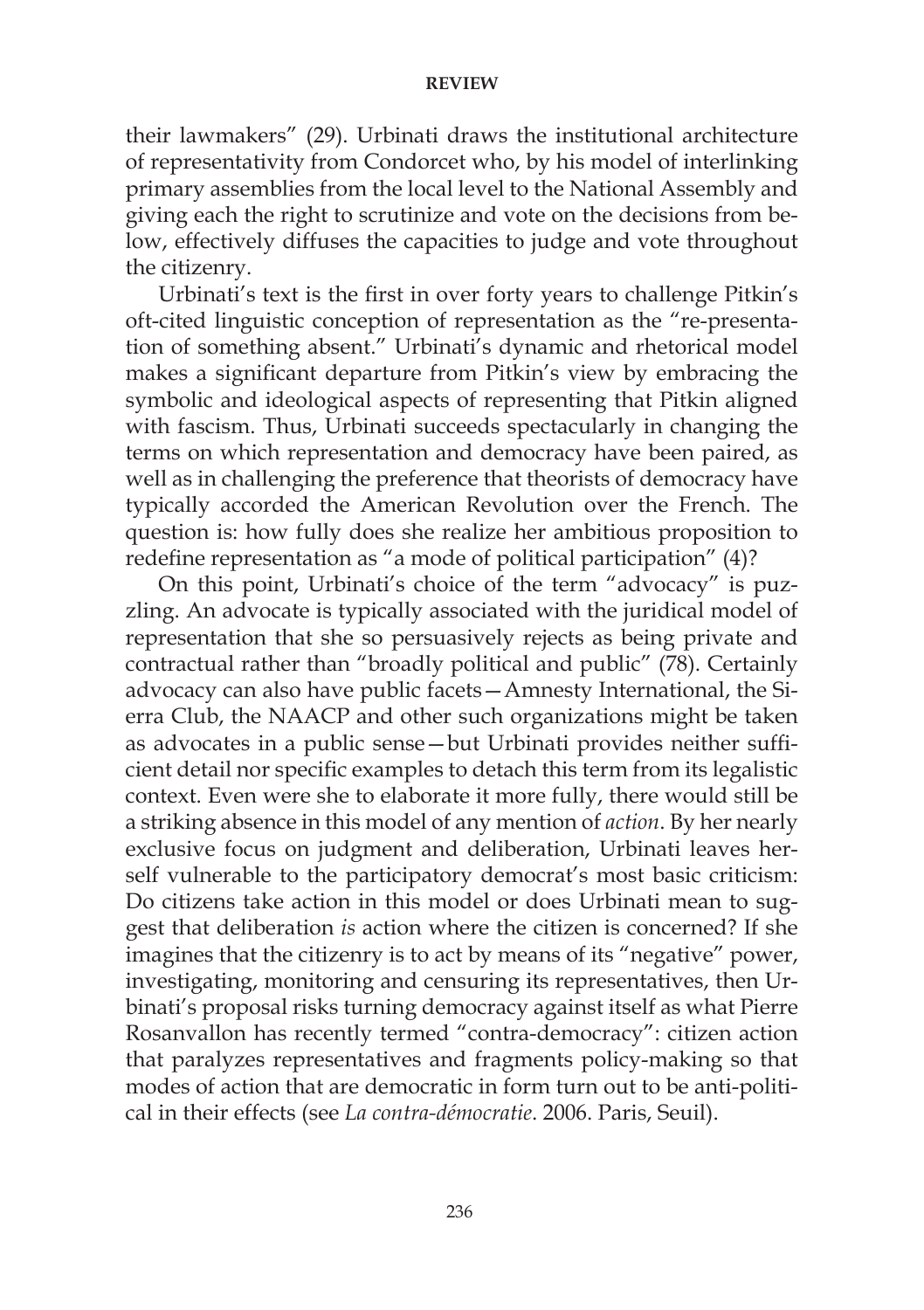their lawmakers" (29). Urbinati draws the institutional architecture of representativity from Condorcet who, by his model of interlinking primary assemblies from the local level to the National Assembly and giving each the right to scrutinize and vote on the decisions from below, effectively diffuses the capacities to judge and vote throughout the citizenry.

Urbinati's text is the first in over forty years to challenge Pitkin's oft-cited linguistic conception of representation as the "re-presentation of something absent." Urbinati's dynamic and rhetorical model makes a significant departure from Pitkin's view by embracing the symbolic and ideological aspects of representing that Pitkin aligned with fascism. Thus, Urbinati succeeds spectacularly in changing the terms on which representation and democracy have been paired, as well as in challenging the preference that theorists of democracy have typically accorded the American Revolution over the French. The question is: how fully does she realize her ambitious proposition to redefine representation as "a mode of political participation" (4)?

On this point, Urbinati's choice of the term "advocacy" is puzzling. An advocate is typically associated with the juridical model of representation that she so persuasively rejects as being private and contractual rather than "broadly political and public" (78). Certainly advocacy can also have public facets—Amnesty International, the Sierra Club, the NAACP and other such organizations might be taken as advocates in a public sense—but Urbinati provides neither sufficient detail nor specific examples to detach this term from its legalistic context. Even were she to elaborate it more fully, there would still be a striking absence in this model of any mention of *action*. By her nearly exclusive focus on judgment and deliberation, Urbinati leaves herself vulnerable to the participatory democrat's most basic criticism: Do citizens take action in this model or does Urbinati mean to suggest that deliberation *is* action where the citizen is concerned? If she imagines that the citizenry is to act by means of its "negative" power, investigating, monitoring and censuring its representatives, then Urbinati's proposal risks turning democracy against itself as what Pierre Rosanvallon has recently termed "contra-democracy": citizen action that paralyzes representatives and fragments policy-making so that modes of action that are democratic in form turn out to be anti-political in their effects (see *La contra-démocratie*. 2006. Paris, Seuil).